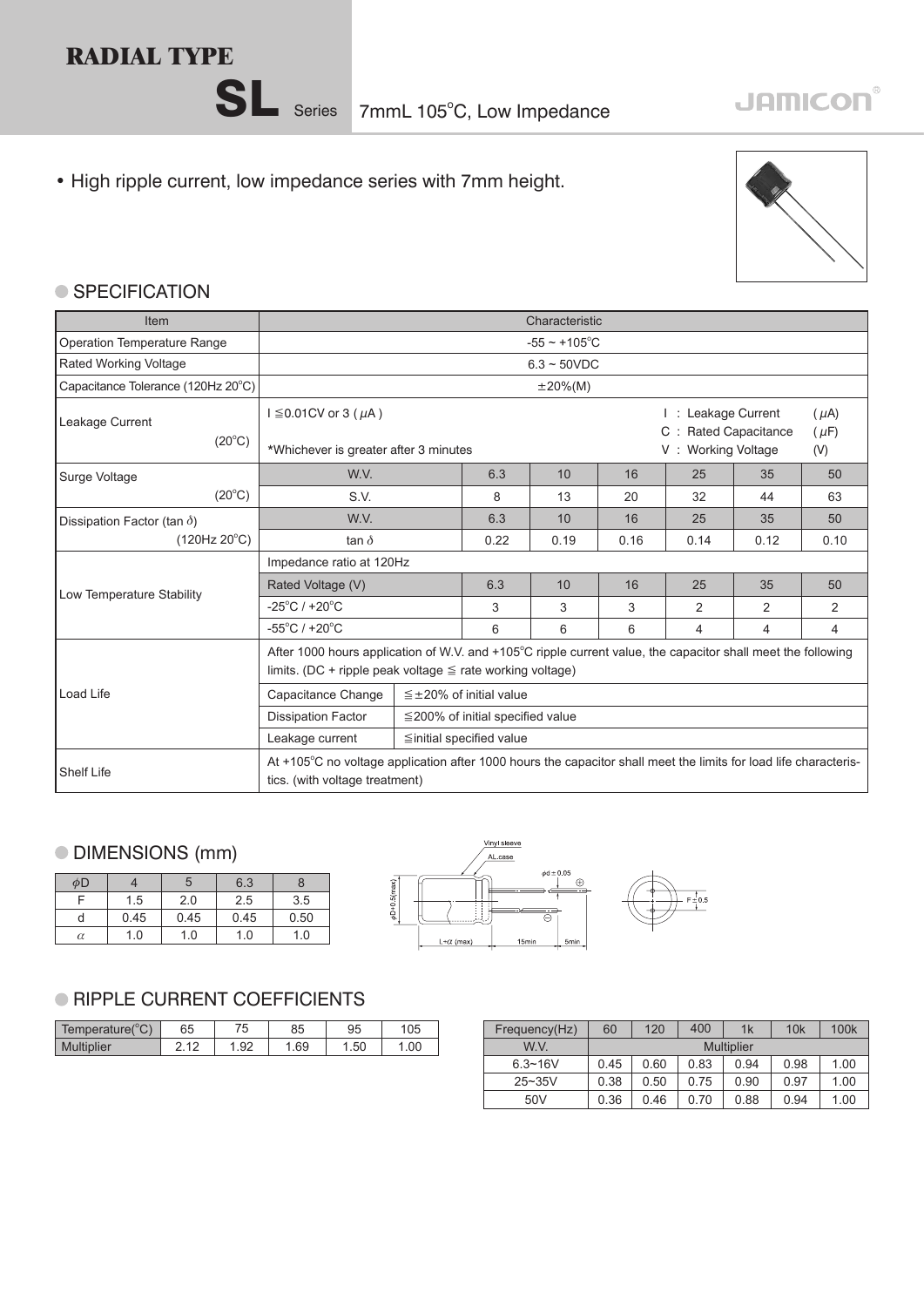# RADIAL TYPE

## SL Series 7mmL 105°C, Low Impedance

JAMICON®

- High ripple current, low impedance series with 7mm height.

### ● SPECIFICATION

| Item | Characteristic | | | | | | |
|---|---|---|---|---|---|---|---|
| Operation Temperature Range | -55 ~ +105°C | | | | | | |
| Rated Working Voltage | 6.3 ~ 50VDC | | | | | | |
| Capacitance Tolerance (120Hz 20°C) | ±20%(M) | | | | | | |
| Leakage Current (20°C) | I ≦0.01CV or 3 ( μA ) *Whichever is greater after 3 minutes — I : Leakage Current (μA), C : Rated Capacitance (μF), V : Working Voltage (V) | | | | | | |
| Surge Voltage (20°C) | W.V. | 6.3 | 10 | 16 | 25 | 35 | 50 |
| | S.V. | 8 | 13 | 20 | 32 | 44 | 63 |
| Dissipation Factor (tan δ) (120Hz 20°C) | W.V. | 6.3 | 10 | 16 | 25 | 35 | 50 |
| | tan δ | 0.22 | 0.19 | 0.16 | 0.14 | 0.12 | 0.10 |
| Low Temperature Stability | Impedance ratio at 120Hz | | | | | | |
| | Rated Voltage (V) | 6.3 | 10 | 16 | 25 | 35 | 50 |
| | -25°C / +20°C | 3 | 3 | 3 | 2 | 2 | 2 |
| | -55°C / +20°C | 6 | 6 | 6 | 4 | 4 | 4 |
| Load Life | After 1000 hours application of W.V. and +105°C ripple current value, the capacitor shall meet the following limits. (DC + ripple peak voltage ≦ rate working voltage) | | | | | | |
| | Capacitance Change | ≦±20% of initial value | | | | | |
| | Dissipation Factor | ≦200% of initial specified value | | | | | |
| | Leakage current | ≦initial specified value | | | | | |
| Shelf Life | At +105°C no voltage application after 1000 hours the capacitor shall meet the limits for load life characteristics. (with voltage treatment) | | | | | | |

### ● DIMENSIONS (mm)

| φD | 4 | 5 | 6.3 | 8 |
|---|---|---|---|---|
| F | 1.5 | 2.0 | 2.5 | 3.5 |
| d | 0.45 | 0.45 | 0.45 | 0.50 |
| α | 1.0 | 1.0 | 1.0 | 1.0 |

Vinyl sleeve, AL.case, φd ± 0.05, φD+0.5(max), L+α (max), 15min, 5min, F ± 0.5

### ● RIPPLE CURRENT COEFFICIENTS

| Temperature(°C) | 65 | 75 | 85 | 95 | 105 |
|---|---|---|---|---|---|
| Multiplier | 2.12 | 1.92 | 1.69 | 1.50 | 1.00 |

| Frequency(Hz) | 60 | 120 | 400 | 1k | 10k | 100k |
|---|---|---|---|---|---|---|
| W.V. | Multiplier | | | | | |
| 6.3~16V | 0.45 | 0.60 | 0.83 | 0.94 | 0.98 | 1.00 |
| 25~35V | 0.38 | 0.50 | 0.75 | 0.90 | 0.97 | 1.00 |
| 50V | 0.36 | 0.46 | 0.70 | 0.88 | 0.94 | 1.00 |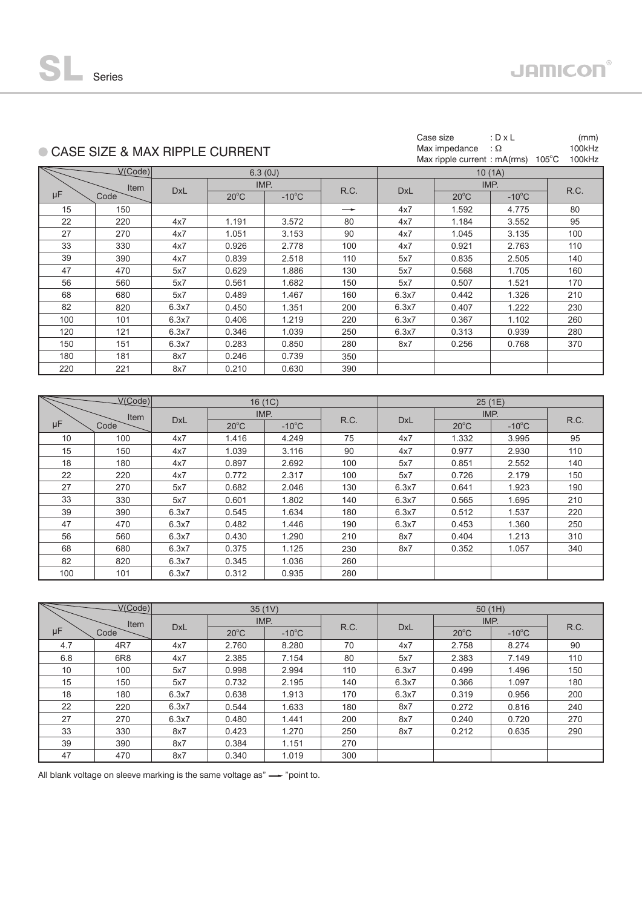## SL Series

### ● CASE SIZE & MAX RIPPLE CURRENT

Case size : D x L (mm)
Max impedance : Ω 100kHz
Max ripple current : mA(rms) 105°C 100kHz

| V(Code) | | 6.3 (0J) | | | | 10 (1A) | | | |
|---|---|---|---|---|---|---|---|---|---|
| μF | Item / Code | DxL | IMP. 20°C | IMP. -10°C | R.C. | DxL | IMP. 20°C | IMP. -10°C | R.C. |
| 15 | 150 | | | | → | 4x7 | 1.592 | 4.775 | 80 |
| 22 | 220 | 4x7 | 1.191 | 3.572 | 80 | 4x7 | 1.184 | 3.552 | 95 |
| 27 | 270 | 4x7 | 1.051 | 3.153 | 90 | 4x7 | 1.045 | 3.135 | 100 |
| 33 | 330 | 4x7 | 0.926 | 2.778 | 100 | 4x7 | 0.921 | 2.763 | 110 |
| 39 | 390 | 4x7 | 0.839 | 2.518 | 110 | 5x7 | 0.835 | 2.505 | 140 |
| 47 | 470 | 5x7 | 0.629 | 1.886 | 130 | 5x7 | 0.568 | 1.705 | 160 |
| 56 | 560 | 5x7 | 0.561 | 1.682 | 150 | 5x7 | 0.507 | 1.521 | 170 |
| 68 | 680 | 5x7 | 0.489 | 1.467 | 160 | 6.3x7 | 0.442 | 1.326 | 210 |
| 82 | 820 | 6.3x7 | 0.450 | 1.351 | 200 | 6.3x7 | 0.407 | 1.222 | 230 |
| 100 | 101 | 6.3x7 | 0.406 | 1.219 | 220 | 6.3x7 | 0.367 | 1.102 | 260 |
| 120 | 121 | 6.3x7 | 0.346 | 1.039 | 250 | 6.3x7 | 0.313 | 0.939 | 280 |
| 150 | 151 | 6.3x7 | 0.283 | 0.850 | 280 | 8x7 | 0.256 | 0.768 | 370 |
| 180 | 181 | 8x7 | 0.246 | 0.739 | 350 | | | | |
| 220 | 221 | 8x7 | 0.210 | 0.630 | 390 | | | | |

| V(Code) | | 16 (1C) | | | | 25 (1E) | | | |
|---|---|---|---|---|---|---|---|---|---|
| μF | Item / Code | DxL | IMP. 20°C | IMP. -10°C | R.C. | DxL | IMP. 20°C | IMP. -10°C | R.C. |
| 10 | 100 | 4x7 | 1.416 | 4.249 | 75 | 4x7 | 1.332 | 3.995 | 95 |
| 15 | 150 | 4x7 | 1.039 | 3.116 | 90 | 4x7 | 0.977 | 2.930 | 110 |
| 18 | 180 | 4x7 | 0.897 | 2.692 | 100 | 5x7 | 0.851 | 2.552 | 140 |
| 22 | 220 | 4x7 | 0.772 | 2.317 | 100 | 5x7 | 0.726 | 2.179 | 150 |
| 27 | 270 | 5x7 | 0.682 | 2.046 | 130 | 6.3x7 | 0.641 | 1.923 | 190 |
| 33 | 330 | 5x7 | 0.601 | 1.802 | 140 | 6.3x7 | 0.565 | 1.695 | 210 |
| 39 | 390 | 6.3x7 | 0.545 | 1.634 | 180 | 6.3x7 | 0.512 | 1.537 | 220 |
| 47 | 470 | 6.3x7 | 0.482 | 1.446 | 190 | 6.3x7 | 0.453 | 1.360 | 250 |
| 56 | 560 | 6.3x7 | 0.430 | 1.290 | 210 | 8x7 | 0.404 | 1.213 | 310 |
| 68 | 680 | 6.3x7 | 0.375 | 1.125 | 230 | 8x7 | 0.352 | 1.057 | 340 |
| 82 | 820 | 6.3x7 | 0.345 | 1.036 | 260 | | | | |
| 100 | 101 | 6.3x7 | 0.312 | 0.935 | 280 | | | | |

| V(Code) | | 35 (1V) | | | | 50 (1H) | | | |
|---|---|---|---|---|---|---|---|---|---|
| μF | Item / Code | DxL | IMP. 20°C | IMP. -10°C | R.C. | DxL | IMP. 20°C | IMP. -10°C | R.C. |
| 4.7 | 4R7 | 4x7 | 2.760 | 8.280 | 70 | 4x7 | 2.758 | 8.274 | 90 |
| 6.8 | 6R8 | 4x7 | 2.385 | 7.154 | 80 | 5x7 | 2.383 | 7.149 | 110 |
| 10 | 100 | 5x7 | 0.998 | 2.994 | 110 | 6.3x7 | 0.499 | 1.496 | 150 |
| 15 | 150 | 5x7 | 0.732 | 2.195 | 140 | 6.3x7 | 0.366 | 1.097 | 180 |
| 18 | 180 | 6.3x7 | 0.638 | 1.913 | 170 | 6.3x7 | 0.319 | 0.956 | 200 |
| 22 | 220 | 6.3x7 | 0.544 | 1.633 | 180 | 8x7 | 0.272 | 0.816 | 240 |
| 27 | 270 | 6.3x7 | 0.480 | 1.441 | 200 | 8x7 | 0.240 | 0.720 | 270 |
| 33 | 330 | 8x7 | 0.423 | 1.270 | 250 | 8x7 | 0.212 | 0.635 | 290 |
| 39 | 390 | 8x7 | 0.384 | 1.151 | 270 | | | | |
| 47 | 470 | 8x7 | 0.340 | 1.019 | 300 | | | | |

All blank voltage on sleeve marking is the same voltage as" → "point to.